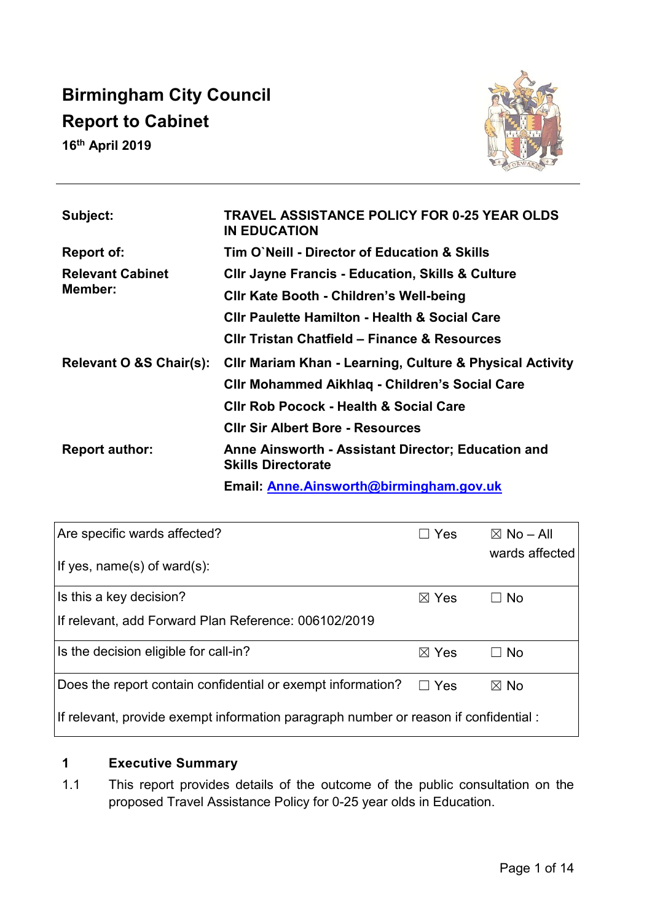# Birmingham City Council
## Report to Cabinet
**16th April 2019**

| | |
|---|---|
| **Subject:** | **TRAVEL ASSISTANCE POLICY FOR 0-25 YEAR OLDS IN EDUCATION** |
| **Report of:** | **Tim O`Neill - Director of Education & Skills** |
| **Relevant Cabinet Member:** | **Cllr Jayne Francis - Education, Skills & Culture** |
| | **Cllr Kate Booth - Children's Well-being** |
| | **Cllr Paulette Hamilton - Health & Social Care** |
| | **Cllr Tristan Chatfield – Finance & Resources** |
| **Relevant O &S Chair(s):** | **Cllr Mariam Khan - Learning, Culture & Physical Activity** |
| | **Cllr Mohammed Aikhlaq - Children's Social Care** |
| | **Cllr Rob Pocock - Health & Social Care** |
| | **Cllr Sir Albert Bore - Resources** |
| **Report author:** | **Anne Ainsworth - Assistant Director; Education and Skills Directorate** |
| | **Email: Anne.Ainsworth@birmingham.gov.uk** |

| | | |
|---|---|---|
| Are specific wards affected?<br>If yes, name(s) of ward(s): | ☐ Yes | ☒ No – All wards affected |
| Is this a key decision?<br>If relevant, add Forward Plan Reference: 006102/2019 | ☒ Yes | ☐ No |
| Is the decision eligible for call-in? | ☒ Yes | ☐ No |
| Does the report contain confidential or exempt information?<br>If relevant, provide exempt information paragraph number or reason if confidential : | ☐ Yes | ☒ No |

## 1 Executive Summary

1.1 This report provides details of the outcome of the public consultation on the proposed Travel Assistance Policy for 0-25 year olds in Education.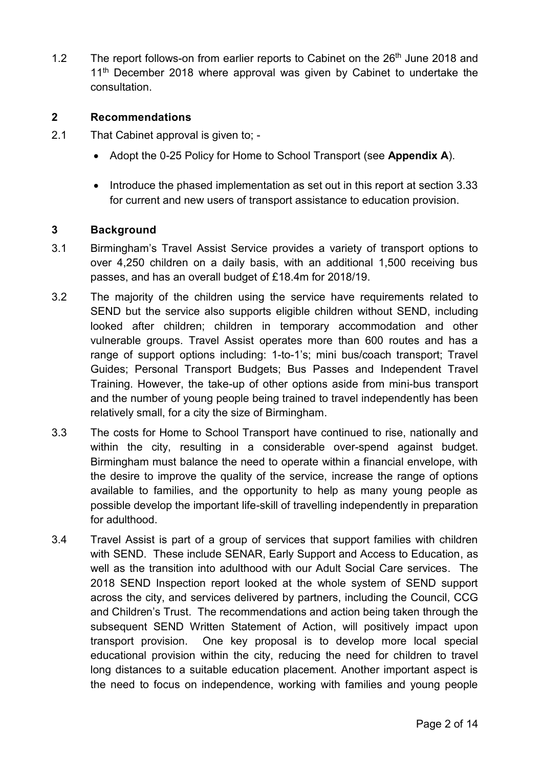1.2 The report follows-on from earlier reports to Cabinet on the 26th June 2018 and 11th December 2018 where approval was given by Cabinet to undertake the consultation.

## 2 Recommendations

2.1 That Cabinet approval is given to; -

- Adopt the 0-25 Policy for Home to School Transport (see **Appendix A**).
- Introduce the phased implementation as set out in this report at section 3.33 for current and new users of transport assistance to education provision.

## 3 Background

3.1 Birmingham's Travel Assist Service provides a variety of transport options to over 4,250 children on a daily basis, with an additional 1,500 receiving bus passes, and has an overall budget of £18.4m for 2018/19.

3.2 The majority of the children using the service have requirements related to SEND but the service also supports eligible children without SEND, including looked after children; children in temporary accommodation and other vulnerable groups. Travel Assist operates more than 600 routes and has a range of support options including: 1-to-1's; mini bus/coach transport; Travel Guides; Personal Transport Budgets; Bus Passes and Independent Travel Training. However, the take-up of other options aside from mini-bus transport and the number of young people being trained to travel independently has been relatively small, for a city the size of Birmingham.

3.3 The costs for Home to School Transport have continued to rise, nationally and within the city, resulting in a considerable over-spend against budget. Birmingham must balance the need to operate within a financial envelope, with the desire to improve the quality of the service, increase the range of options available to families, and the opportunity to help as many young people as possible develop the important life-skill of travelling independently in preparation for adulthood.

3.4 Travel Assist is part of a group of services that support families with children with SEND. These include SENAR, Early Support and Access to Education, as well as the transition into adulthood with our Adult Social Care services. The 2018 SEND Inspection report looked at the whole system of SEND support across the city, and services delivered by partners, including the Council, CCG and Children's Trust. The recommendations and action being taken through the subsequent SEND Written Statement of Action, will positively impact upon transport provision. One key proposal is to develop more local special educational provision within the city, reducing the need for children to travel long distances to a suitable education placement. Another important aspect is the need to focus on independence, working with families and young people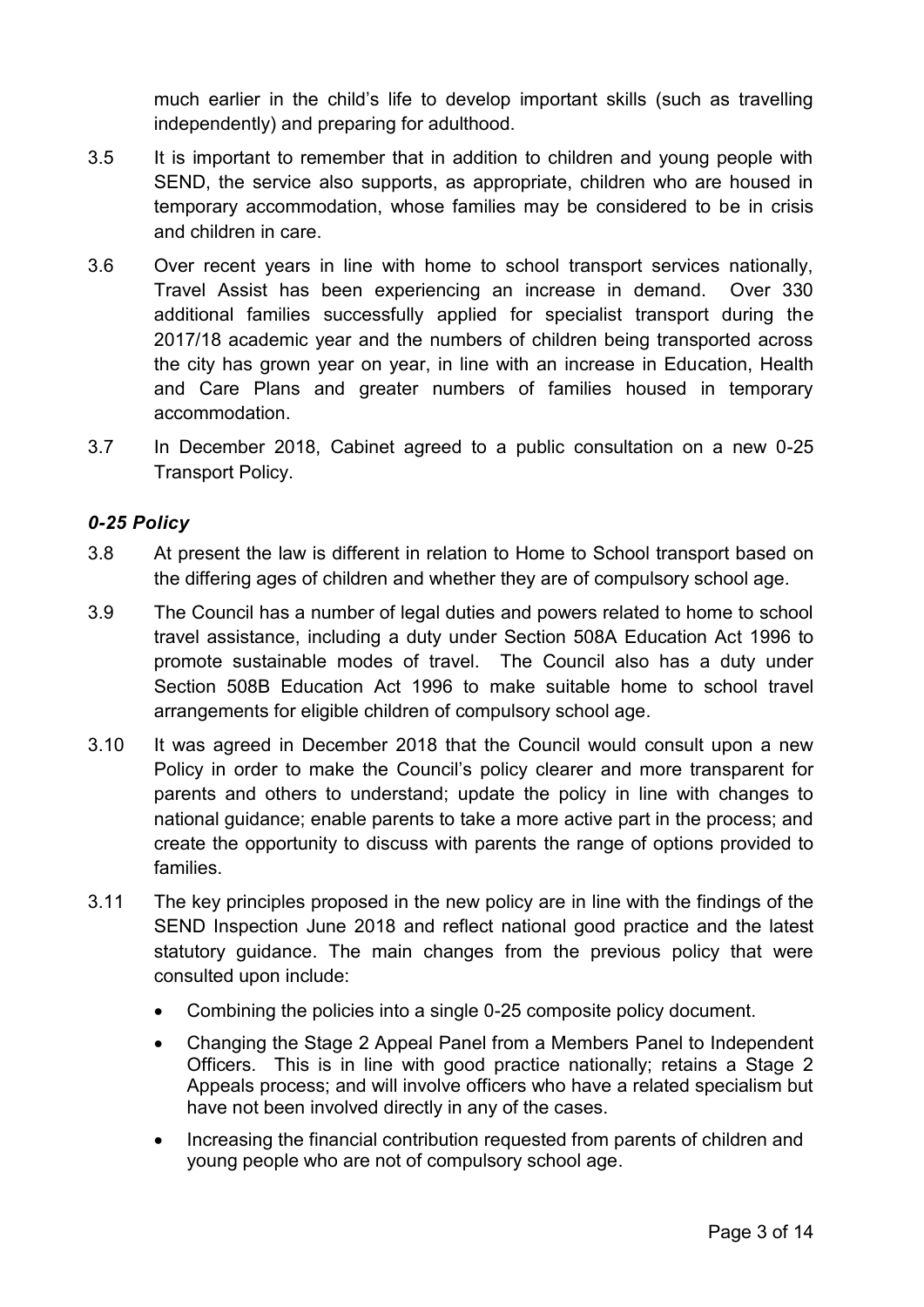much earlier in the child's life to develop important skills (such as travelling independently) and preparing for adulthood.

3.5 It is important to remember that in addition to children and young people with SEND, the service also supports, as appropriate, children who are housed in temporary accommodation, whose families may be considered to be in crisis and children in care.

3.6 Over recent years in line with home to school transport services nationally, Travel Assist has been experiencing an increase in demand. Over 330 additional families successfully applied for specialist transport during the 2017/18 academic year and the numbers of children being transported across the city has grown year on year, in line with an increase in Education, Health and Care Plans and greater numbers of families housed in temporary accommodation.

3.7 In December 2018, Cabinet agreed to a public consultation on a new 0-25 Transport Policy.

### *0-25 Policy*

3.8 At present the law is different in relation to Home to School transport based on the differing ages of children and whether they are of compulsory school age.

3.9 The Council has a number of legal duties and powers related to home to school travel assistance, including a duty under Section 508A Education Act 1996 to promote sustainable modes of travel. The Council also has a duty under Section 508B Education Act 1996 to make suitable home to school travel arrangements for eligible children of compulsory school age.

3.10 It was agreed in December 2018 that the Council would consult upon a new Policy in order to make the Council's policy clearer and more transparent for parents and others to understand; update the policy in line with changes to national guidance; enable parents to take a more active part in the process; and create the opportunity to discuss with parents the range of options provided to families.

3.11 The key principles proposed in the new policy are in line with the findings of the SEND Inspection June 2018 and reflect national good practice and the latest statutory guidance. The main changes from the previous policy that were consulted upon include:

- Combining the policies into a single 0-25 composite policy document.
- Changing the Stage 2 Appeal Panel from a Members Panel to Independent Officers. This is in line with good practice nationally; retains a Stage 2 Appeals process; and will involve officers who have a related specialism but have not been involved directly in any of the cases.
- Increasing the financial contribution requested from parents of children and young people who are not of compulsory school age.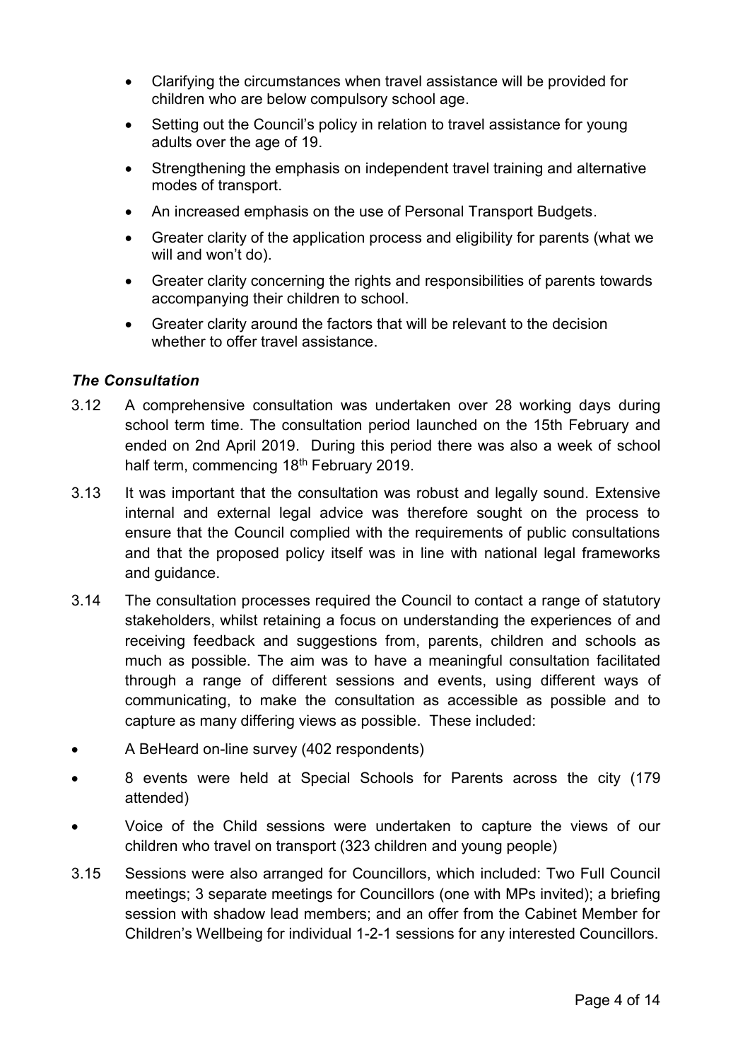- Clarifying the circumstances when travel assistance will be provided for children who are below compulsory school age.
- Setting out the Council's policy in relation to travel assistance for young adults over the age of 19.
- Strengthening the emphasis on independent travel training and alternative modes of transport.
- An increased emphasis on the use of Personal Transport Budgets.
- Greater clarity of the application process and eligibility for parents (what we will and won't do).
- Greater clarity concerning the rights and responsibilities of parents towards accompanying their children to school.
- Greater clarity around the factors that will be relevant to the decision whether to offer travel assistance.

### *The Consultation*

3.12 A comprehensive consultation was undertaken over 28 working days during school term time. The consultation period launched on the 15th February and ended on 2nd April 2019. During this period there was also a week of school half term, commencing 18th February 2019.

3.13 It was important that the consultation was robust and legally sound. Extensive internal and external legal advice was therefore sought on the process to ensure that the Council complied with the requirements of public consultations and that the proposed policy itself was in line with national legal frameworks and guidance.

3.14 The consultation processes required the Council to contact a range of statutory stakeholders, whilst retaining a focus on understanding the experiences of and receiving feedback and suggestions from, parents, children and schools as much as possible. The aim was to have a meaningful consultation facilitated through a range of different sessions and events, using different ways of communicating, to make the consultation as accessible as possible and to capture as many differing views as possible. These included:

- A BeHeard on-line survey (402 respondents)
- 8 events were held at Special Schools for Parents across the city (179 attended)
- Voice of the Child sessions were undertaken to capture the views of our children who travel on transport (323 children and young people)

3.15 Sessions were also arranged for Councillors, which included: Two Full Council meetings; 3 separate meetings for Councillors (one with MPs invited); a briefing session with shadow lead members; and an offer from the Cabinet Member for Children's Wellbeing for individual 1-2-1 sessions for any interested Councillors.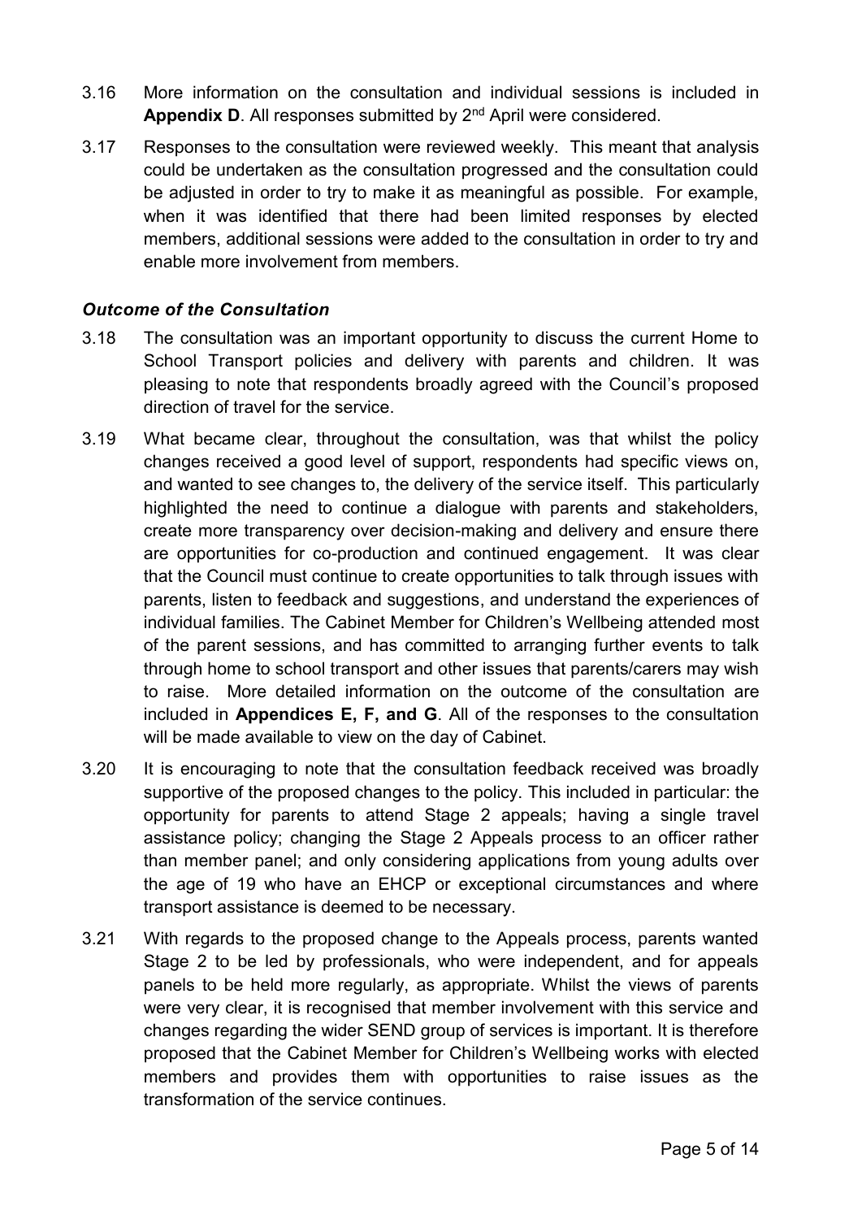3.16 More information on the consultation and individual sessions is included in **Appendix D**. All responses submitted by 2nd April were considered.

3.17 Responses to the consultation were reviewed weekly. This meant that analysis could be undertaken as the consultation progressed and the consultation could be adjusted in order to try to make it as meaningful as possible. For example, when it was identified that there had been limited responses by elected members, additional sessions were added to the consultation in order to try and enable more involvement from members.

### *Outcome of the Consultation*

3.18 The consultation was an important opportunity to discuss the current Home to School Transport policies and delivery with parents and children. It was pleasing to note that respondents broadly agreed with the Council's proposed direction of travel for the service.

3.19 What became clear, throughout the consultation, was that whilst the policy changes received a good level of support, respondents had specific views on, and wanted to see changes to, the delivery of the service itself. This particularly highlighted the need to continue a dialogue with parents and stakeholders, create more transparency over decision-making and delivery and ensure there are opportunities for co-production and continued engagement. It was clear that the Council must continue to create opportunities to talk through issues with parents, listen to feedback and suggestions, and understand the experiences of individual families. The Cabinet Member for Children's Wellbeing attended most of the parent sessions, and has committed to arranging further events to talk through home to school transport and other issues that parents/carers may wish to raise. More detailed information on the outcome of the consultation are included in **Appendices E, F, and G**. All of the responses to the consultation will be made available to view on the day of Cabinet.

3.20 It is encouraging to note that the consultation feedback received was broadly supportive of the proposed changes to the policy. This included in particular: the opportunity for parents to attend Stage 2 appeals; having a single travel assistance policy; changing the Stage 2 Appeals process to an officer rather than member panel; and only considering applications from young adults over the age of 19 who have an EHCP or exceptional circumstances and where transport assistance is deemed to be necessary.

3.21 With regards to the proposed change to the Appeals process, parents wanted Stage 2 to be led by professionals, who were independent, and for appeals panels to be held more regularly, as appropriate. Whilst the views of parents were very clear, it is recognised that member involvement with this service and changes regarding the wider SEND group of services is important. It is therefore proposed that the Cabinet Member for Children's Wellbeing works with elected members and provides them with opportunities to raise issues as the transformation of the service continues.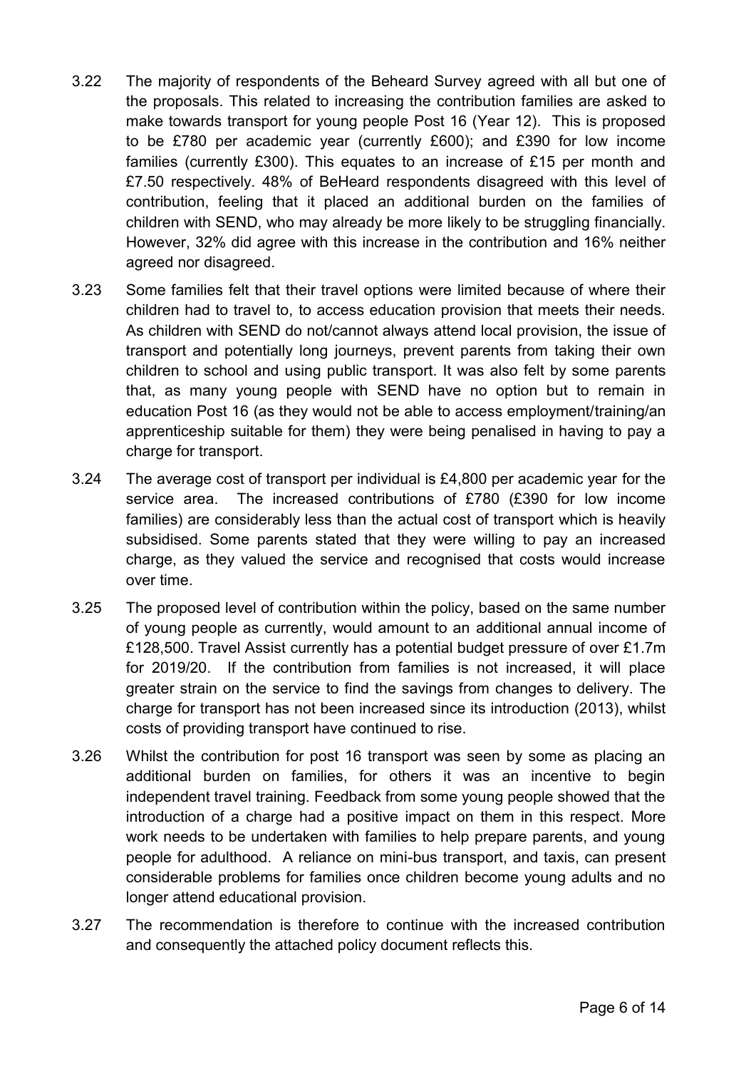3.22 The majority of respondents of the Beheard Survey agreed with all but one of the proposals. This related to increasing the contribution families are asked to make towards transport for young people Post 16 (Year 12). This is proposed to be £780 per academic year (currently £600); and £390 for low income families (currently £300). This equates to an increase of £15 per month and £7.50 respectively. 48% of BeHeard respondents disagreed with this level of contribution, feeling that it placed an additional burden on the families of children with SEND, who may already be more likely to be struggling financially. However, 32% did agree with this increase in the contribution and 16% neither agreed nor disagreed.

3.23 Some families felt that their travel options were limited because of where their children had to travel to, to access education provision that meets their needs. As children with SEND do not/cannot always attend local provision, the issue of transport and potentially long journeys, prevent parents from taking their own children to school and using public transport. It was also felt by some parents that, as many young people with SEND have no option but to remain in education Post 16 (as they would not be able to access employment/training/an apprenticeship suitable for them) they were being penalised in having to pay a charge for transport.

3.24 The average cost of transport per individual is £4,800 per academic year for the service area. The increased contributions of £780 (£390 for low income families) are considerably less than the actual cost of transport which is heavily subsidised. Some parents stated that they were willing to pay an increased charge, as they valued the service and recognised that costs would increase over time.

3.25 The proposed level of contribution within the policy, based on the same number of young people as currently, would amount to an additional annual income of £128,500. Travel Assist currently has a potential budget pressure of over £1.7m for 2019/20. If the contribution from families is not increased, it will place greater strain on the service to find the savings from changes to delivery. The charge for transport has not been increased since its introduction (2013), whilst costs of providing transport have continued to rise.

3.26 Whilst the contribution for post 16 transport was seen by some as placing an additional burden on families, for others it was an incentive to begin independent travel training. Feedback from some young people showed that the introduction of a charge had a positive impact on them in this respect. More work needs to be undertaken with families to help prepare parents, and young people for adulthood. A reliance on mini-bus transport, and taxis, can present considerable problems for families once children become young adults and no longer attend educational provision.

3.27 The recommendation is therefore to continue with the increased contribution and consequently the attached policy document reflects this.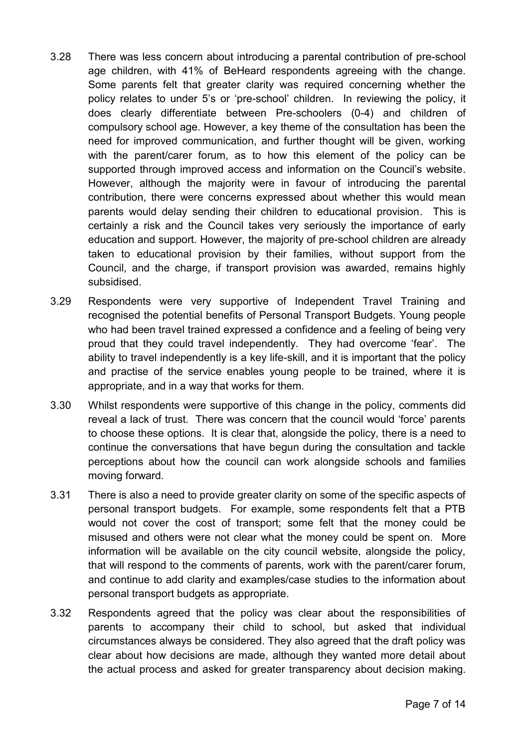3.28 There was less concern about introducing a parental contribution of pre-school age children, with 41% of BeHeard respondents agreeing with the change. Some parents felt that greater clarity was required concerning whether the policy relates to under 5's or 'pre-school' children. In reviewing the policy, it does clearly differentiate between Pre-schoolers (0-4) and children of compulsory school age. However, a key theme of the consultation has been the need for improved communication, and further thought will be given, working with the parent/carer forum, as to how this element of the policy can be supported through improved access and information on the Council's website. However, although the majority were in favour of introducing the parental contribution, there were concerns expressed about whether this would mean parents would delay sending their children to educational provision. This is certainly a risk and the Council takes very seriously the importance of early education and support. However, the majority of pre-school children are already taken to educational provision by their families, without support from the Council, and the charge, if transport provision was awarded, remains highly subsidised.

3.29 Respondents were very supportive of Independent Travel Training and recognised the potential benefits of Personal Transport Budgets. Young people who had been travel trained expressed a confidence and a feeling of being very proud that they could travel independently. They had overcome 'fear'. The ability to travel independently is a key life-skill, and it is important that the policy and practise of the service enables young people to be trained, where it is appropriate, and in a way that works for them.

3.30 Whilst respondents were supportive of this change in the policy, comments did reveal a lack of trust. There was concern that the council would 'force' parents to choose these options. It is clear that, alongside the policy, there is a need to continue the conversations that have begun during the consultation and tackle perceptions about how the council can work alongside schools and families moving forward.

3.31 There is also a need to provide greater clarity on some of the specific aspects of personal transport budgets. For example, some respondents felt that a PTB would not cover the cost of transport; some felt that the money could be misused and others were not clear what the money could be spent on. More information will be available on the city council website, alongside the policy, that will respond to the comments of parents, work with the parent/carer forum, and continue to add clarity and examples/case studies to the information about personal transport budgets as appropriate.

3.32 Respondents agreed that the policy was clear about the responsibilities of parents to accompany their child to school, but asked that individual circumstances always be considered. They also agreed that the draft policy was clear about how decisions are made, although they wanted more detail about the actual process and asked for greater transparency about decision making.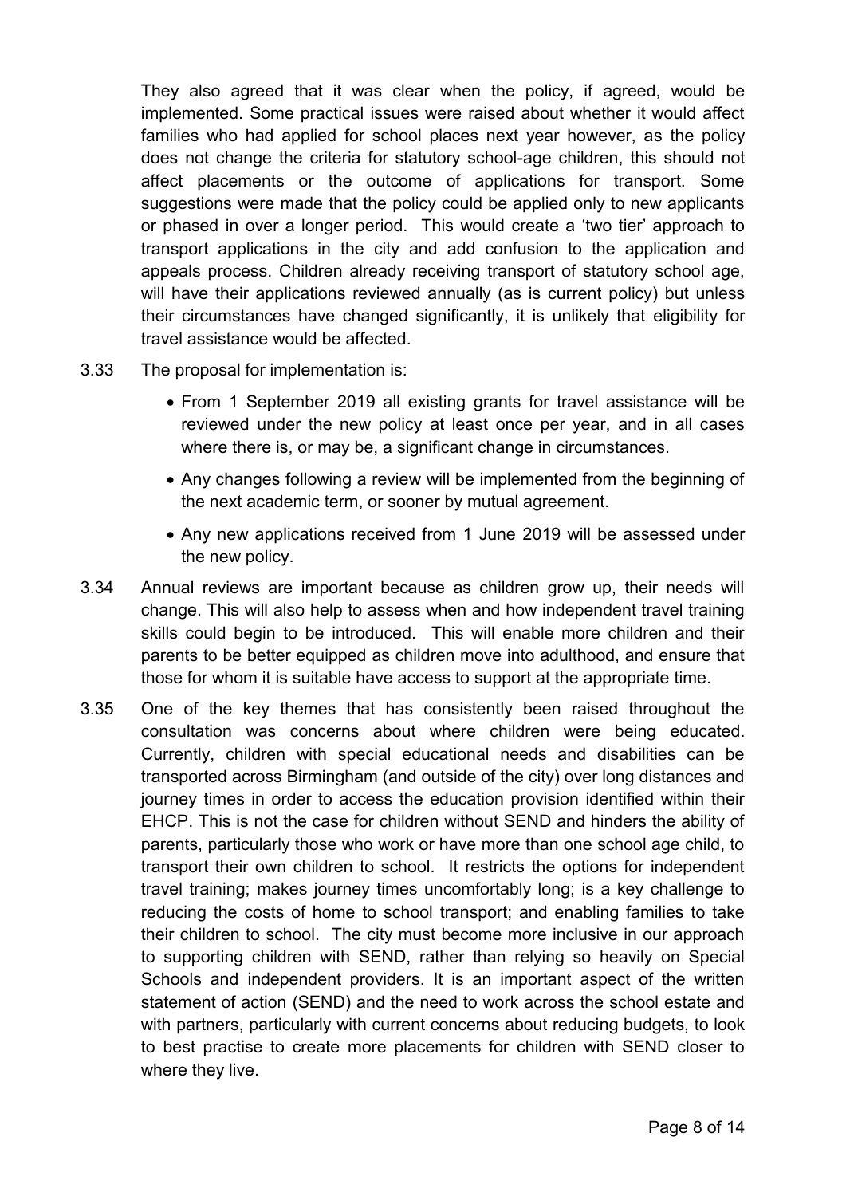They also agreed that it was clear when the policy, if agreed, would be implemented. Some practical issues were raised about whether it would affect families who had applied for school places next year however, as the policy does not change the criteria for statutory school-age children, this should not affect placements or the outcome of applications for transport. Some suggestions were made that the policy could be applied only to new applicants or phased in over a longer period. This would create a 'two tier' approach to transport applications in the city and add confusion to the application and appeals process. Children already receiving transport of statutory school age, will have their applications reviewed annually (as is current policy) but unless their circumstances have changed significantly, it is unlikely that eligibility for travel assistance would be affected.

3.33 The proposal for implementation is:

- From 1 September 2019 all existing grants for travel assistance will be reviewed under the new policy at least once per year, and in all cases where there is, or may be, a significant change in circumstances.
- Any changes following a review will be implemented from the beginning of the next academic term, or sooner by mutual agreement.
- Any new applications received from 1 June 2019 will be assessed under the new policy.

3.34 Annual reviews are important because as children grow up, their needs will change. This will also help to assess when and how independent travel training skills could begin to be introduced. This will enable more children and their parents to be better equipped as children move into adulthood, and ensure that those for whom it is suitable have access to support at the appropriate time.

3.35 One of the key themes that has consistently been raised throughout the consultation was concerns about where children were being educated. Currently, children with special educational needs and disabilities can be transported across Birmingham (and outside of the city) over long distances and journey times in order to access the education provision identified within their EHCP. This is not the case for children without SEND and hinders the ability of parents, particularly those who work or have more than one school age child, to transport their own children to school. It restricts the options for independent travel training; makes journey times uncomfortably long; is a key challenge to reducing the costs of home to school transport; and enabling families to take their children to school. The city must become more inclusive in our approach to supporting children with SEND, rather than relying so heavily on Special Schools and independent providers. It is an important aspect of the written statement of action (SEND) and the need to work across the school estate and with partners, particularly with current concerns about reducing budgets, to look to best practise to create more placements for children with SEND closer to where they live.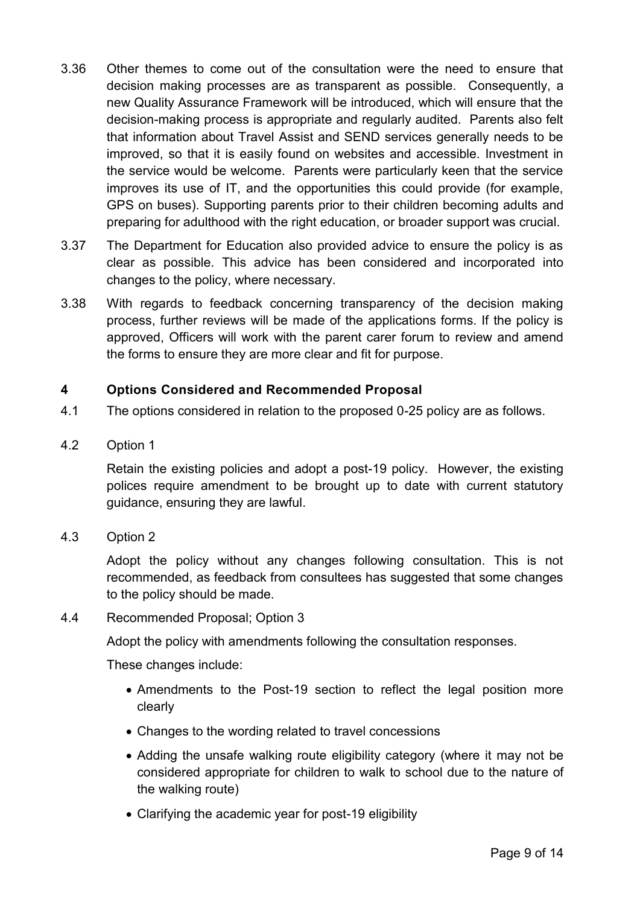3.36 Other themes to come out of the consultation were the need to ensure that decision making processes are as transparent as possible. Consequently, a new Quality Assurance Framework will be introduced, which will ensure that the decision-making process is appropriate and regularly audited. Parents also felt that information about Travel Assist and SEND services generally needs to be improved, so that it is easily found on websites and accessible. Investment in the service would be welcome. Parents were particularly keen that the service improves its use of IT, and the opportunities this could provide (for example, GPS on buses). Supporting parents prior to their children becoming adults and preparing for adulthood with the right education, or broader support was crucial.

3.37 The Department for Education also provided advice to ensure the policy is as clear as possible. This advice has been considered and incorporated into changes to the policy, where necessary.

3.38 With regards to feedback concerning transparency of the decision making process, further reviews will be made of the applications forms. If the policy is approved, Officers will work with the parent carer forum to review and amend the forms to ensure they are more clear and fit for purpose.

## 4 Options Considered and Recommended Proposal

4.1 The options considered in relation to the proposed 0-25 policy are as follows.

4.2 Option 1

Retain the existing policies and adopt a post-19 policy. However, the existing polices require amendment to be brought up to date with current statutory guidance, ensuring they are lawful.

4.3 Option 2

Adopt the policy without any changes following consultation. This is not recommended, as feedback from consultees has suggested that some changes to the policy should be made.

4.4 Recommended Proposal; Option 3

Adopt the policy with amendments following the consultation responses.

These changes include:

- Amendments to the Post-19 section to reflect the legal position more clearly
- Changes to the wording related to travel concessions
- Adding the unsafe walking route eligibility category (where it may not be considered appropriate for children to walk to school due to the nature of the walking route)
- Clarifying the academic year for post-19 eligibility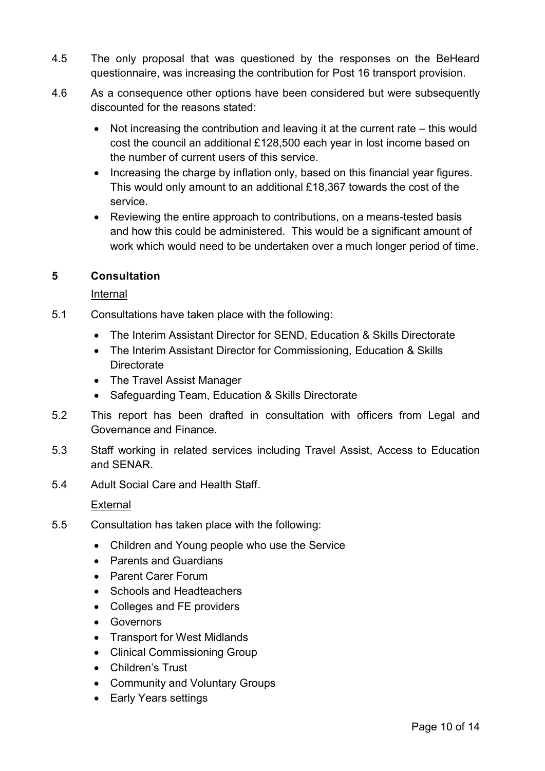4.5 The only proposal that was questioned by the responses on the BeHeard questionnaire, was increasing the contribution for Post 16 transport provision.

4.6 As a consequence other options have been considered but were subsequently discounted for the reasons stated:

- Not increasing the contribution and leaving it at the current rate – this would cost the council an additional £128,500 each year in lost income based on the number of current users of this service.
- Increasing the charge by inflation only, based on this financial year figures. This would only amount to an additional £18,367 towards the cost of the service.
- Reviewing the entire approach to contributions, on a means-tested basis and how this could be administered. This would be a significant amount of work which would need to be undertaken over a much longer period of time.

## 5 Consultation

<u>Internal</u>

5.1 Consultations have taken place with the following:

- The Interim Assistant Director for SEND, Education & Skills Directorate
- The Interim Assistant Director for Commissioning, Education & Skills Directorate
- The Travel Assist Manager
- Safeguarding Team, Education & Skills Directorate

5.2 This report has been drafted in consultation with officers from Legal and Governance and Finance.

5.3 Staff working in related services including Travel Assist, Access to Education and SENAR.

5.4 Adult Social Care and Health Staff.

<u>External</u>

5.5 Consultation has taken place with the following:

- Children and Young people who use the Service
- Parents and Guardians
- Parent Carer Forum
- Schools and Headteachers
- Colleges and FE providers
- Governors
- Transport for West Midlands
- Clinical Commissioning Group
- Children's Trust
- Community and Voluntary Groups
- Early Years settings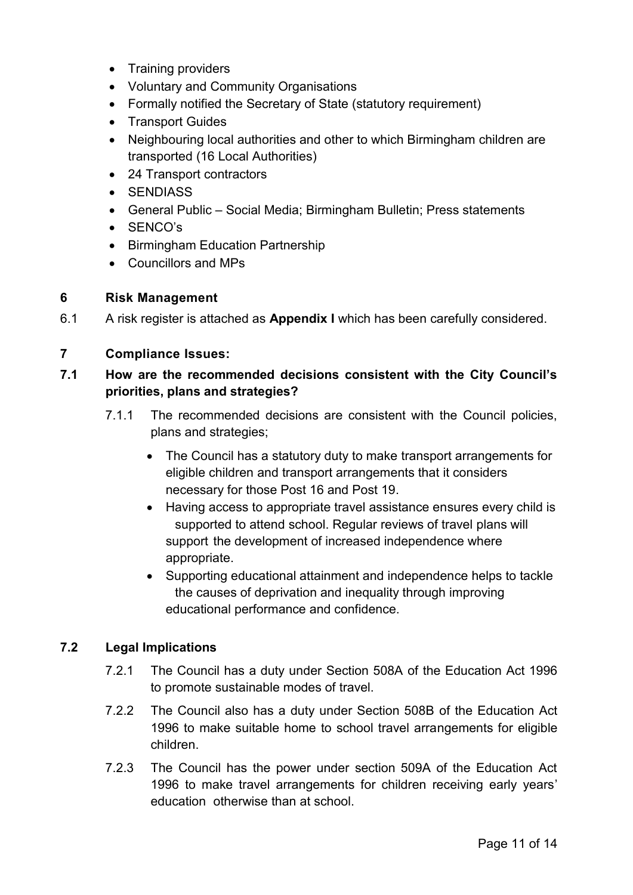- Training providers
- Voluntary and Community Organisations
- Formally notified the Secretary of State (statutory requirement)
- Transport Guides
- Neighbouring local authorities and other to which Birmingham children are transported (16 Local Authorities)
- 24 Transport contractors
- SENDIASS
- General Public – Social Media; Birmingham Bulletin; Press statements
- SENCO's
- Birmingham Education Partnership
- Councillors and MPs

## 6 Risk Management

6.1 A risk register is attached as **Appendix I** which has been carefully considered.

## 7 Compliance Issues:

### 7.1 How are the recommended decisions consistent with the City Council's priorities, plans and strategies?

7.1.1 The recommended decisions are consistent with the Council policies, plans and strategies;

- The Council has a statutory duty to make transport arrangements for eligible children and transport arrangements that it considers necessary for those Post 16 and Post 19.
- Having access to appropriate travel assistance ensures every child is supported to attend school. Regular reviews of travel plans will support the development of increased independence where appropriate.
- Supporting educational attainment and independence helps to tackle the causes of deprivation and inequality through improving educational performance and confidence.

### 7.2 Legal Implications

7.2.1 The Council has a duty under Section 508A of the Education Act 1996 to promote sustainable modes of travel.

7.2.2 The Council also has a duty under Section 508B of the Education Act 1996 to make suitable home to school travel arrangements for eligible children.

7.2.3 The Council has the power under section 509A of the Education Act 1996 to make travel arrangements for children receiving early years' education otherwise than at school.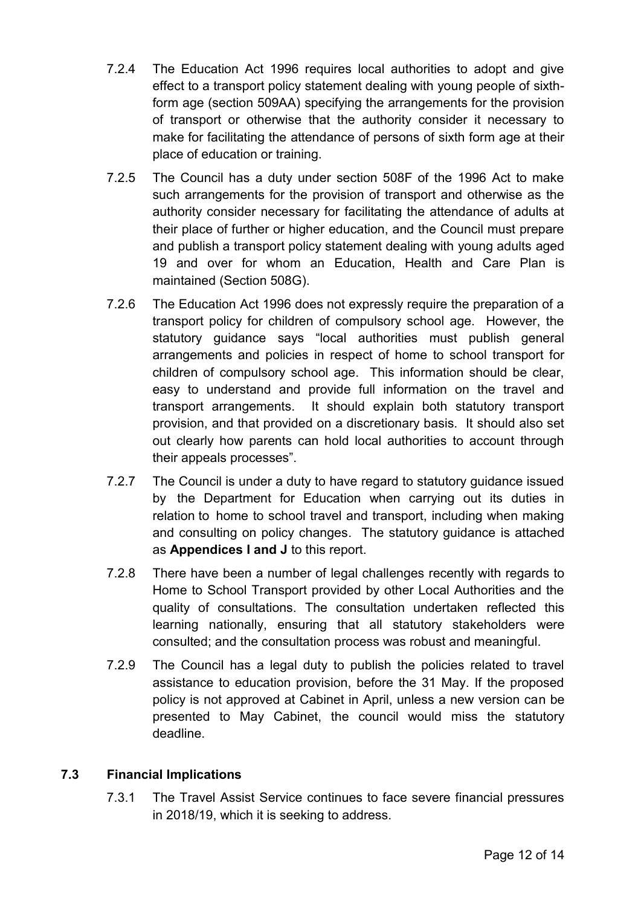7.2.4 The Education Act 1996 requires local authorities to adopt and give effect to a transport policy statement dealing with young people of sixth-form age (section 509AA) specifying the arrangements for the provision of transport or otherwise that the authority consider it necessary to make for facilitating the attendance of persons of sixth form age at their place of education or training.

7.2.5 The Council has a duty under section 508F of the 1996 Act to make such arrangements for the provision of transport and otherwise as the authority consider necessary for facilitating the attendance of adults at their place of further or higher education, and the Council must prepare and publish a transport policy statement dealing with young adults aged 19 and over for whom an Education, Health and Care Plan is maintained (Section 508G).

7.2.6 The Education Act 1996 does not expressly require the preparation of a transport policy for children of compulsory school age. However, the statutory guidance says "local authorities must publish general arrangements and policies in respect of home to school transport for children of compulsory school age. This information should be clear, easy to understand and provide full information on the travel and transport arrangements. It should explain both statutory transport provision, and that provided on a discretionary basis. It should also set out clearly how parents can hold local authorities to account through their appeals processes".

7.2.7 The Council is under a duty to have regard to statutory guidance issued by the Department for Education when carrying out its duties in relation to home to school travel and transport, including when making and consulting on policy changes. The statutory guidance is attached as **Appendices I and J** to this report.

7.2.8 There have been a number of legal challenges recently with regards to Home to School Transport provided by other Local Authorities and the quality of consultations. The consultation undertaken reflected this learning nationally, ensuring that all statutory stakeholders were consulted; and the consultation process was robust and meaningful.

7.2.9 The Council has a legal duty to publish the policies related to travel assistance to education provision, before the 31 May. If the proposed policy is not approved at Cabinet in April, unless a new version can be presented to May Cabinet, the council would miss the statutory deadline.

### 7.3 Financial Implications

7.3.1 The Travel Assist Service continues to face severe financial pressures in 2018/19, which it is seeking to address.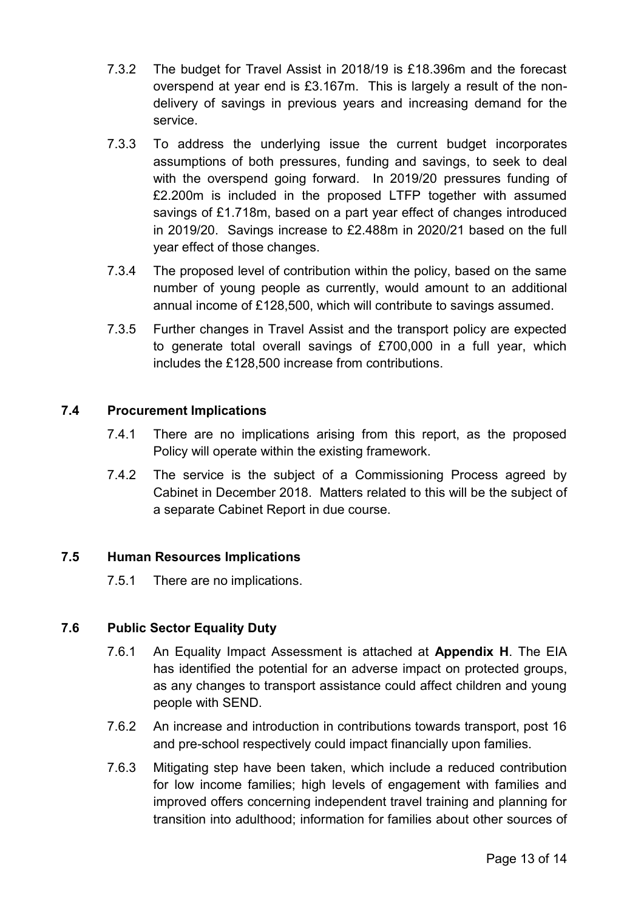7.3.2 The budget for Travel Assist in 2018/19 is £18.396m and the forecast overspend at year end is £3.167m. This is largely a result of the non-delivery of savings in previous years and increasing demand for the service.

7.3.3 To address the underlying issue the current budget incorporates assumptions of both pressures, funding and savings, to seek to deal with the overspend going forward. In 2019/20 pressures funding of £2.200m is included in the proposed LTFP together with assumed savings of £1.718m, based on a part year effect of changes introduced in 2019/20. Savings increase to £2.488m in 2020/21 based on the full year effect of those changes.

7.3.4 The proposed level of contribution within the policy, based on the same number of young people as currently, would amount to an additional annual income of £128,500, which will contribute to savings assumed.

7.3.5 Further changes in Travel Assist and the transport policy are expected to generate total overall savings of £700,000 in a full year, which includes the £128,500 increase from contributions.

### 7.4 Procurement Implications

7.4.1 There are no implications arising from this report, as the proposed Policy will operate within the existing framework.

7.4.2 The service is the subject of a Commissioning Process agreed by Cabinet in December 2018. Matters related to this will be the subject of a separate Cabinet Report in due course.

### 7.5 Human Resources Implications

7.5.1 There are no implications.

### 7.6 Public Sector Equality Duty

7.6.1 An Equality Impact Assessment is attached at **Appendix H**. The EIA has identified the potential for an adverse impact on protected groups, as any changes to transport assistance could affect children and young people with SEND.

7.6.2 An increase and introduction in contributions towards transport, post 16 and pre-school respectively could impact financially upon families.

7.6.3 Mitigating step have been taken, which include a reduced contribution for low income families; high levels of engagement with families and improved offers concerning independent travel training and planning for transition into adulthood; information for families about other sources of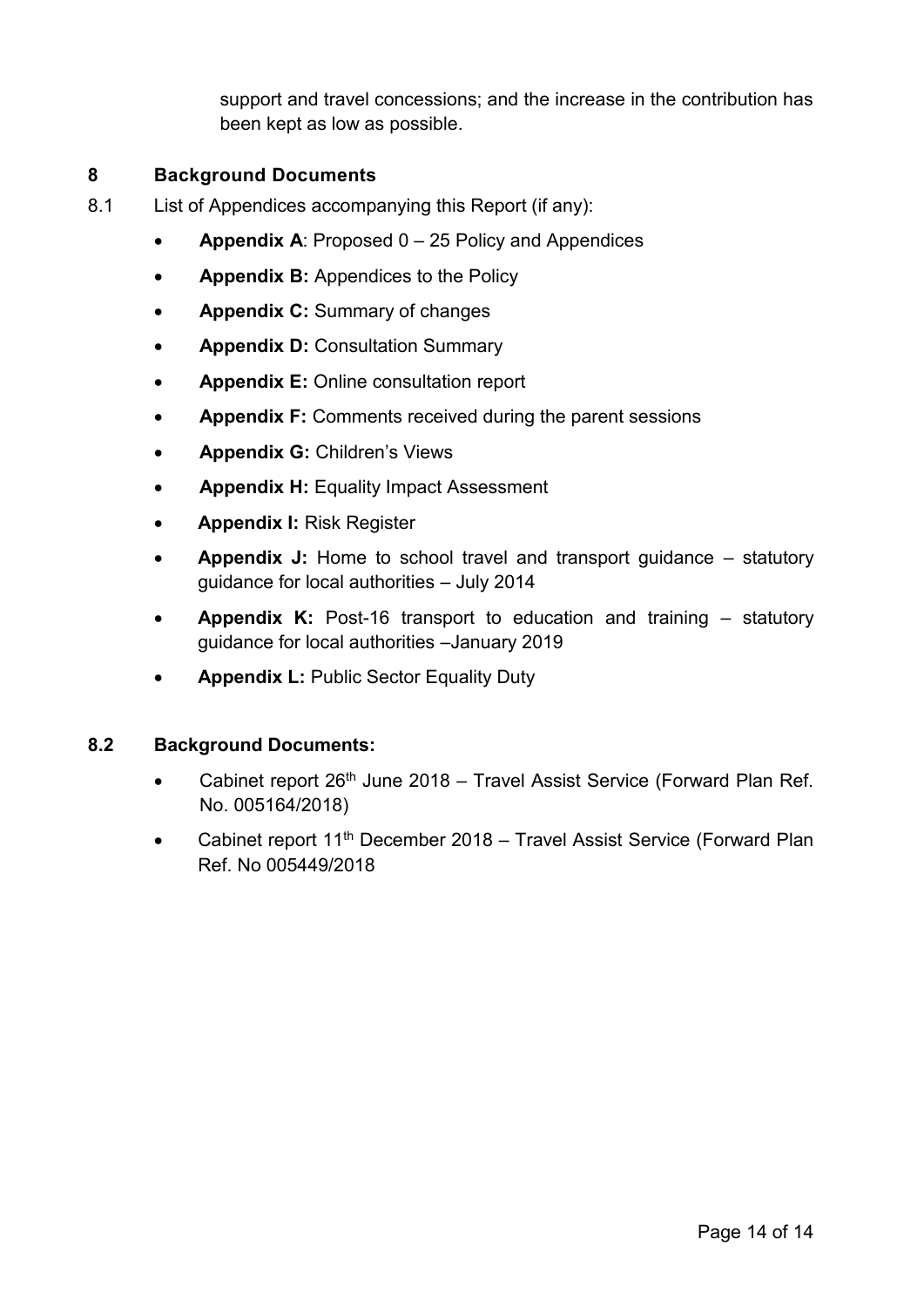support and travel concessions; and the increase in the contribution has been kept as low as possible.

## 8 Background Documents

8.1 List of Appendices accompanying this Report (if any):

- **Appendix A**: Proposed 0 – 25 Policy and Appendices
- **Appendix B:** Appendices to the Policy
- **Appendix C:** Summary of changes
- **Appendix D:** Consultation Summary
- **Appendix E:** Online consultation report
- **Appendix F:** Comments received during the parent sessions
- **Appendix G:** Children's Views
- **Appendix H:** Equality Impact Assessment
- **Appendix I:** Risk Register
- **Appendix J:** Home to school travel and transport guidance – statutory guidance for local authorities – July 2014
- **Appendix K:** Post-16 transport to education and training – statutory guidance for local authorities –January 2019
- **Appendix L:** Public Sector Equality Duty

**8.2 Background Documents:**

- Cabinet report 26th June 2018 – Travel Assist Service (Forward Plan Ref. No. 005164/2018)
- Cabinet report 11th December 2018 – Travel Assist Service (Forward Plan Ref. No 005449/2018